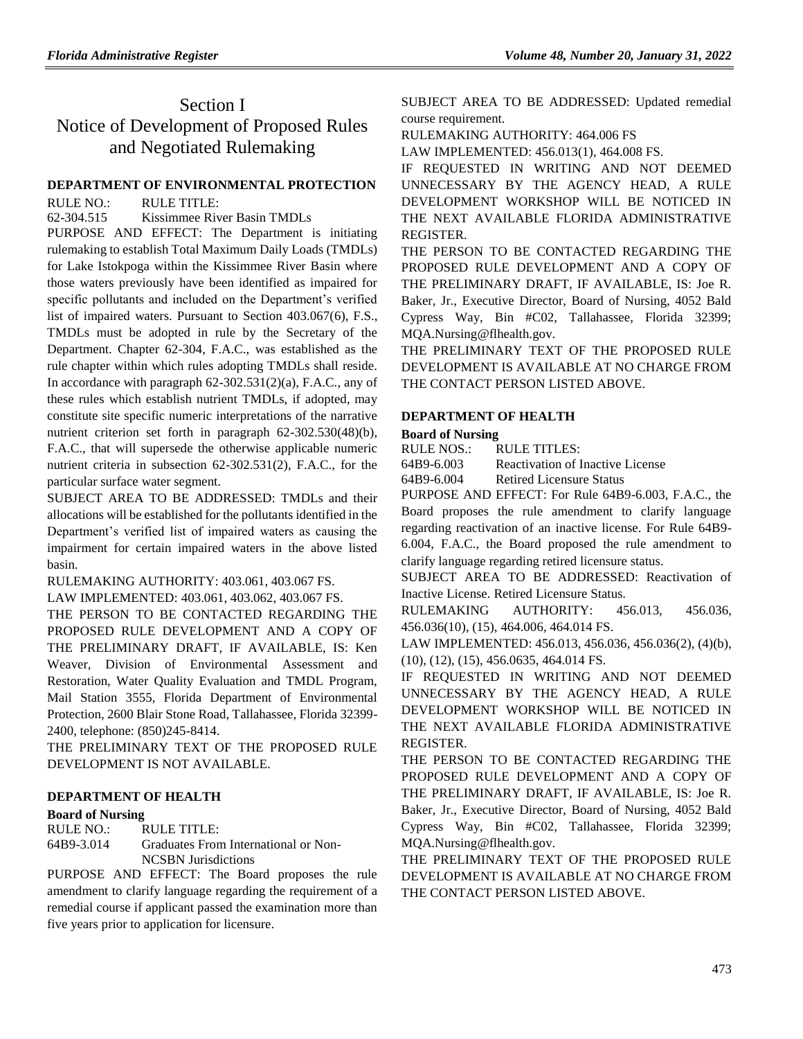# Section I
# Notice of Development of Proposed Rules and Negotiated Rulemaking

## DEPARTMENT OF ENVIRONMENTAL PROTECTION

RULE NO.: RULE TITLE:

62-304.515 Kissimmee River Basin TMDLs

PURPOSE AND EFFECT: The Department is initiating rulemaking to establish Total Maximum Daily Loads (TMDLs) for Lake Istokpoga within the Kissimmee River Basin where those waters previously have been identified as impaired for specific pollutants and included on the Department's verified list of impaired waters. Pursuant to Section 403.067(6), F.S., TMDLs must be adopted in rule by the Secretary of the Department. Chapter 62-304, F.A.C., was established as the rule chapter within which rules adopting TMDLs shall reside. In accordance with paragraph 62-302.531(2)(a), F.A.C., any of these rules which establish nutrient TMDLs, if adopted, may constitute site specific numeric interpretations of the narrative nutrient criterion set forth in paragraph 62-302.530(48)(b), F.A.C., that will supersede the otherwise applicable numeric nutrient criteria in subsection 62-302.531(2), F.A.C., for the particular surface water segment.

SUBJECT AREA TO BE ADDRESSED: TMDLs and their allocations will be established for the pollutants identified in the Department's verified list of impaired waters as causing the impairment for certain impaired waters in the above listed basin.

RULEMAKING AUTHORITY: 403.061, 403.067 FS.

LAW IMPLEMENTED: 403.061, 403.062, 403.067 FS.

THE PERSON TO BE CONTACTED REGARDING THE PROPOSED RULE DEVELOPMENT AND A COPY OF THE PRELIMINARY DRAFT, IF AVAILABLE, IS: Ken Weaver, Division of Environmental Assessment and Restoration, Water Quality Evaluation and TMDL Program, Mail Station 3555, Florida Department of Environmental Protection, 2600 Blair Stone Road, Tallahassee, Florida 32399-2400, telephone: (850)245-8414.

THE PRELIMINARY TEXT OF THE PROPOSED RULE DEVELOPMENT IS NOT AVAILABLE.

## DEPARTMENT OF HEALTH

### Board of Nursing

RULE NO.: RULE TITLE:

64B9-3.014 Graduates From International or Non-NCSBN Jurisdictions

PURPOSE AND EFFECT: The Board proposes the rule amendment to clarify language regarding the requirement of a remedial course if applicant passed the examination more than five years prior to application for licensure.

SUBJECT AREA TO BE ADDRESSED: Updated remedial course requirement.

RULEMAKING AUTHORITY: 464.006 FS

LAW IMPLEMENTED: 456.013(1), 464.008 FS.

IF REQUESTED IN WRITING AND NOT DEEMED UNNECESSARY BY THE AGENCY HEAD, A RULE DEVELOPMENT WORKSHOP WILL BE NOTICED IN THE NEXT AVAILABLE FLORIDA ADMINISTRATIVE REGISTER.

THE PERSON TO BE CONTACTED REGARDING THE PROPOSED RULE DEVELOPMENT AND A COPY OF THE PRELIMINARY DRAFT, IF AVAILABLE, IS: Joe R. Baker, Jr., Executive Director, Board of Nursing, 4052 Bald Cypress Way, Bin #C02, Tallahassee, Florida 32399; MQA.Nursing@flhealth.gov.

THE PRELIMINARY TEXT OF THE PROPOSED RULE DEVELOPMENT IS AVAILABLE AT NO CHARGE FROM THE CONTACT PERSON LISTED ABOVE.

## DEPARTMENT OF HEALTH

### Board of Nursing

RULE NOS.: RULE TITLES:

64B9-6.003 Reactivation of Inactive License

64B9-6.004 Retired Licensure Status

PURPOSE AND EFFECT: For Rule 64B9-6.003, F.A.C., the Board proposes the rule amendment to clarify language regarding reactivation of an inactive license. For Rule 64B9-6.004, F.A.C., the Board proposed the rule amendment to clarify language regarding retired licensure status.

SUBJECT AREA TO BE ADDRESSED: Reactivation of Inactive License. Retired Licensure Status.

RULEMAKING AUTHORITY: 456.013, 456.036, 456.036(10), (15), 464.006, 464.014 FS.

LAW IMPLEMENTED: 456.013, 456.036, 456.036(2), (4)(b), (10), (12), (15), 456.0635, 464.014 FS.

IF REQUESTED IN WRITING AND NOT DEEMED UNNECESSARY BY THE AGENCY HEAD, A RULE DEVELOPMENT WORKSHOP WILL BE NOTICED IN THE NEXT AVAILABLE FLORIDA ADMINISTRATIVE REGISTER.

THE PERSON TO BE CONTACTED REGARDING THE PROPOSED RULE DEVELOPMENT AND A COPY OF THE PRELIMINARY DRAFT, IF AVAILABLE, IS: Joe R. Baker, Jr., Executive Director, Board of Nursing, 4052 Bald Cypress Way, Bin #C02, Tallahassee, Florida 32399; MQA.Nursing@flhealth.gov.

THE PRELIMINARY TEXT OF THE PROPOSED RULE DEVELOPMENT IS AVAILABLE AT NO CHARGE FROM THE CONTACT PERSON LISTED ABOVE.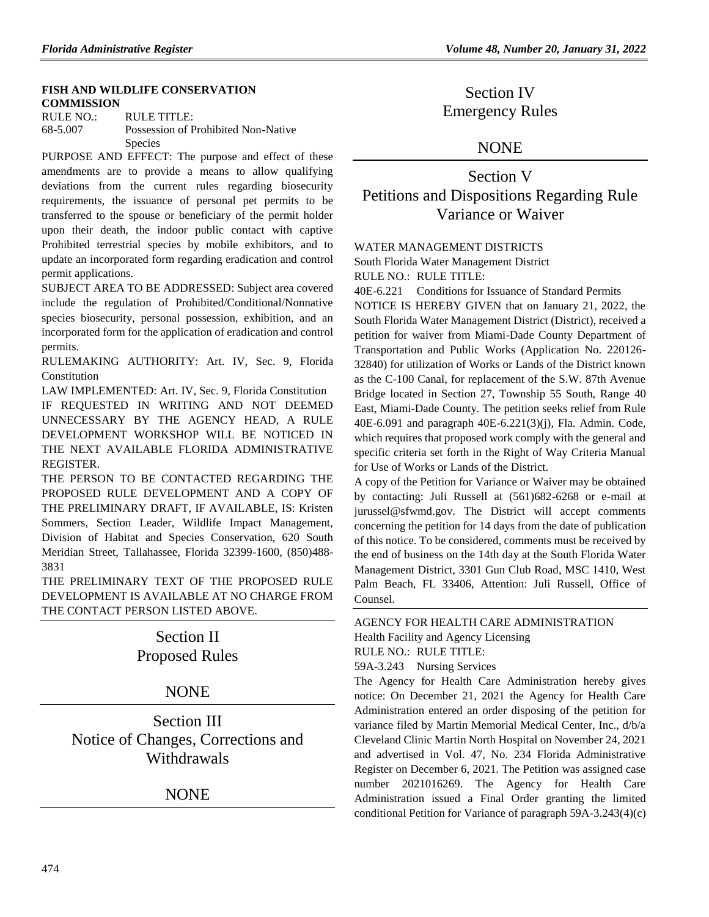**FISH AND WILDLIFE CONSERVATION COMMISSION**

RULE NO.: RULE TITLE:

68-5.007 Possession of Prohibited Non-Native Species

PURPOSE AND EFFECT: The purpose and effect of these amendments are to provide a means to allow qualifying deviations from the current rules regarding biosecurity requirements, the issuance of personal pet permits to be transferred to the spouse or beneficiary of the permit holder upon their death, the indoor public contact with captive Prohibited terrestrial species by mobile exhibitors, and to update an incorporated form regarding eradication and control permit applications.

SUBJECT AREA TO BE ADDRESSED: Subject area covered include the regulation of Prohibited/Conditional/Nonnative species biosecurity, personal possession, exhibition, and an incorporated form for the application of eradication and control permits.

RULEMAKING AUTHORITY: Art. IV, Sec. 9, Florida Constitution

LAW IMPLEMENTED: Art. IV, Sec. 9, Florida Constitution

IF REQUESTED IN WRITING AND NOT DEEMED UNNECESSARY BY THE AGENCY HEAD, A RULE DEVELOPMENT WORKSHOP WILL BE NOTICED IN THE NEXT AVAILABLE FLORIDA ADMINISTRATIVE REGISTER.

THE PERSON TO BE CONTACTED REGARDING THE PROPOSED RULE DEVELOPMENT AND A COPY OF THE PRELIMINARY DRAFT, IF AVAILABLE, IS: Kristen Sommers, Section Leader, Wildlife Impact Management, Division of Habitat and Species Conservation, 620 South Meridian Street, Tallahassee, Florida 32399-1600, (850)488-3831

THE PRELIMINARY TEXT OF THE PROPOSED RULE DEVELOPMENT IS AVAILABLE AT NO CHARGE FROM THE CONTACT PERSON LISTED ABOVE.

# Section II
# Proposed Rules

NONE

# Section III
# Notice of Changes, Corrections and Withdrawals

NONE

# Section IV
# Emergency Rules

NONE

# Section V
# Petitions and Dispositions Regarding Rule Variance or Waiver

WATER MANAGEMENT DISTRICTS

South Florida Water Management District

RULE NO.: RULE TITLE:

40E-6.221 Conditions for Issuance of Standard Permits

NOTICE IS HEREBY GIVEN that on January 21, 2022, the South Florida Water Management District (District), received a petition for waiver from Miami-Dade County Department of Transportation and Public Works (Application No. 220126-32840) for utilization of Works or Lands of the District known as the C-100 Canal, for replacement of the S.W. 87th Avenue Bridge located in Section 27, Township 55 South, Range 40 East, Miami-Dade County. The petition seeks relief from Rule 40E-6.091 and paragraph 40E-6.221(3)(j), Fla. Admin. Code, which requires that proposed work comply with the general and specific criteria set forth in the Right of Way Criteria Manual for Use of Works or Lands of the District.

A copy of the Petition for Variance or Waiver may be obtained by contacting: Juli Russell at (561)682-6268 or e-mail at jurussel@sfwmd.gov. The District will accept comments concerning the petition for 14 days from the date of publication of this notice. To be considered, comments must be received by the end of business on the 14th day at the South Florida Water Management District, 3301 Gun Club Road, MSC 1410, West Palm Beach, FL 33406, Attention: Juli Russell, Office of Counsel.

AGENCY FOR HEALTH CARE ADMINISTRATION

Health Facility and Agency Licensing

RULE NO.: RULE TITLE:

59A-3.243 Nursing Services

The Agency for Health Care Administration hereby gives notice: On December 21, 2021 the Agency for Health Care Administration entered an order disposing of the petition for variance filed by Martin Memorial Medical Center, Inc., d/b/a Cleveland Clinic Martin North Hospital on November 24, 2021 and advertised in Vol. 47, No. 234 Florida Administrative Register on December 6, 2021. The Petition was assigned case number 2021016269. The Agency for Health Care Administration issued a Final Order granting the limited conditional Petition for Variance of paragraph 59A-3.243(4)(c)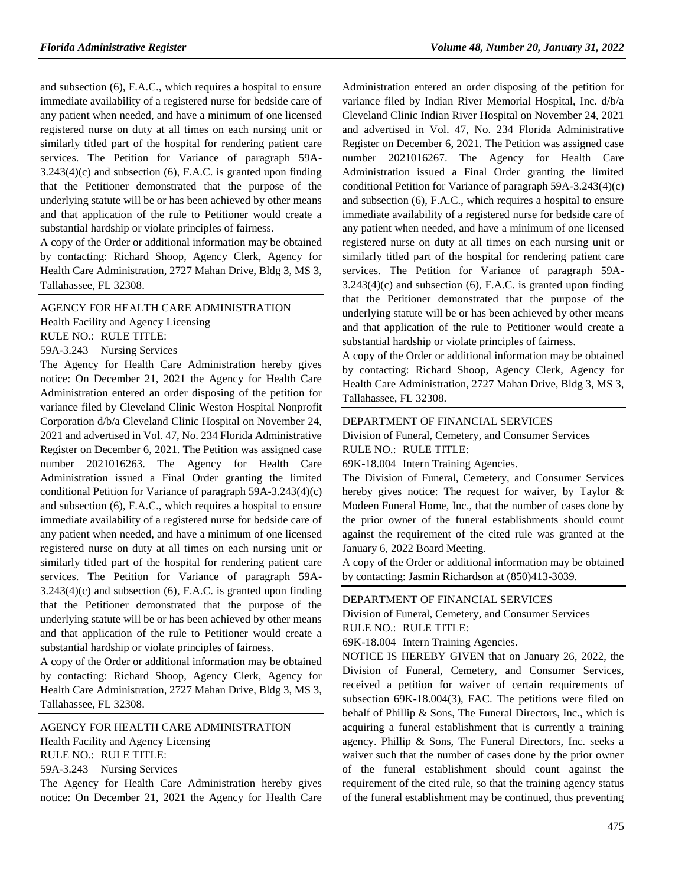and subsection (6), F.A.C., which requires a hospital to ensure immediate availability of a registered nurse for bedside care of any patient when needed, and have a minimum of one licensed registered nurse on duty at all times on each nursing unit or similarly titled part of the hospital for rendering patient care services. The Petition for Variance of paragraph 59A-3.243(4)(c) and subsection (6), F.A.C. is granted upon finding that the Petitioner demonstrated that the purpose of the underlying statute will be or has been achieved by other means and that application of the rule to Petitioner would create a substantial hardship or violate principles of fairness.

A copy of the Order or additional information may be obtained by contacting: Richard Shoop, Agency Clerk, Agency for Health Care Administration, 2727 Mahan Drive, Bldg 3, MS 3, Tallahassee, FL 32308.

---

AGENCY FOR HEALTH CARE ADMINISTRATION

Health Facility and Agency Licensing

RULE NO.: RULE TITLE:

59A-3.243 Nursing Services

The Agency for Health Care Administration hereby gives notice: On December 21, 2021 the Agency for Health Care Administration entered an order disposing of the petition for variance filed by Cleveland Clinic Weston Hospital Nonprofit Corporation d/b/a Cleveland Clinic Hospital on November 24, 2021 and advertised in Vol. 47, No. 234 Florida Administrative Register on December 6, 2021. The Petition was assigned case number 2021016263. The Agency for Health Care Administration issued a Final Order granting the limited conditional Petition for Variance of paragraph 59A-3.243(4)(c) and subsection (6), F.A.C., which requires a hospital to ensure immediate availability of a registered nurse for bedside care of any patient when needed, and have a minimum of one licensed registered nurse on duty at all times on each nursing unit or similarly titled part of the hospital for rendering patient care services. The Petition for Variance of paragraph 59A-3.243(4)(c) and subsection (6), F.A.C. is granted upon finding that the Petitioner demonstrated that the purpose of the underlying statute will be or has been achieved by other means and that application of the rule to Petitioner would create a substantial hardship or violate principles of fairness.

A copy of the Order or additional information may be obtained by contacting: Richard Shoop, Agency Clerk, Agency for Health Care Administration, 2727 Mahan Drive, Bldg 3, MS 3, Tallahassee, FL 32308.

---

AGENCY FOR HEALTH CARE ADMINISTRATION

Health Facility and Agency Licensing

RULE NO.: RULE TITLE:

59A-3.243 Nursing Services

The Agency for Health Care Administration hereby gives notice: On December 21, 2021 the Agency for Health Care Administration entered an order disposing of the petition for variance filed by Indian River Memorial Hospital, Inc. d/b/a Cleveland Clinic Indian River Hospital on November 24, 2021 and advertised in Vol. 47, No. 234 Florida Administrative Register on December 6, 2021. The Petition was assigned case number 2021016267. The Agency for Health Care Administration issued a Final Order granting the limited conditional Petition for Variance of paragraph 59A-3.243(4)(c) and subsection (6), F.A.C., which requires a hospital to ensure immediate availability of a registered nurse for bedside care of any patient when needed, and have a minimum of one licensed registered nurse on duty at all times on each nursing unit or similarly titled part of the hospital for rendering patient care services. The Petition for Variance of paragraph 59A-3.243(4)(c) and subsection (6), F.A.C. is granted upon finding that the Petitioner demonstrated that the purpose of the underlying statute will be or has been achieved by other means and that application of the rule to Petitioner would create a substantial hardship or violate principles of fairness.

A copy of the Order or additional information may be obtained by contacting: Richard Shoop, Agency Clerk, Agency for Health Care Administration, 2727 Mahan Drive, Bldg 3, MS 3, Tallahassee, FL 32308.

---

DEPARTMENT OF FINANCIAL SERVICES

Division of Funeral, Cemetery, and Consumer Services

RULE NO.: RULE TITLE:

69K-18.004 Intern Training Agencies.

The Division of Funeral, Cemetery, and Consumer Services hereby gives notice: The request for waiver, by Taylor & Modeen Funeral Home, Inc., that the number of cases done by the prior owner of the funeral establishments should count against the requirement of the cited rule was granted at the January 6, 2022 Board Meeting.

A copy of the Order or additional information may be obtained by contacting: Jasmin Richardson at (850)413-3039.

---

DEPARTMENT OF FINANCIAL SERVICES

Division of Funeral, Cemetery, and Consumer Services

RULE NO.: RULE TITLE:

69K-18.004 Intern Training Agencies.

NOTICE IS HEREBY GIVEN that on January 26, 2022, the Division of Funeral, Cemetery, and Consumer Services, received a petition for waiver of certain requirements of subsection 69K-18.004(3), FAC. The petitions were filed on behalf of Phillip & Sons, The Funeral Directors, Inc., which is acquiring a funeral establishment that is currently a training agency. Phillip & Sons, The Funeral Directors, Inc. seeks a waiver such that the number of cases done by the prior owner of the funeral establishment should count against the requirement of the cited rule, so that the training agency status of the funeral establishment may be continued, thus preventing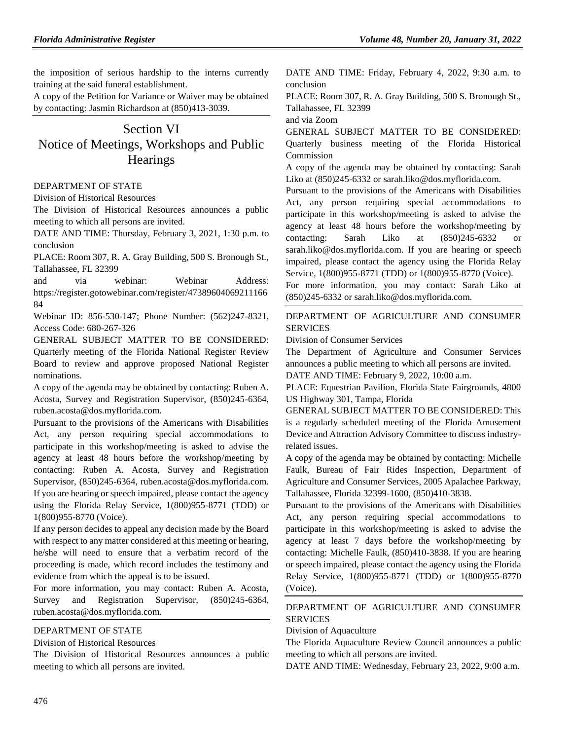the imposition of serious hardship to the interns currently training at the said funeral establishment.

A copy of the Petition for Variance or Waiver may be obtained by contacting: Jasmin Richardson at (850)413-3039.

# Section VI
# Notice of Meetings, Workshops and Public Hearings

DEPARTMENT OF STATE

Division of Historical Resources

The Division of Historical Resources announces a public meeting to which all persons are invited.

DATE AND TIME: Thursday, February 3, 2021, 1:30 p.m. to conclusion

PLACE: Room 307, R. A. Gray Building, 500 S. Bronough St., Tallahassee, FL 32399

and via webinar: Webinar Address: https://register.gotowebinar.com/register/4738960406921116684

Webinar ID: 856-530-147; Phone Number: (562)247-8321, Access Code: 680-267-326

GENERAL SUBJECT MATTER TO BE CONSIDERED: Quarterly meeting of the Florida National Register Review Board to review and approve proposed National Register nominations.

A copy of the agenda may be obtained by contacting: Ruben A. Acosta, Survey and Registration Supervisor, (850)245-6364, ruben.acosta@dos.myflorida.com.

Pursuant to the provisions of the Americans with Disabilities Act, any person requiring special accommodations to participate in this workshop/meeting is asked to advise the agency at least 48 hours before the workshop/meeting by contacting: Ruben A. Acosta, Survey and Registration Supervisor, (850)245-6364, ruben.acosta@dos.myflorida.com. If you are hearing or speech impaired, please contact the agency using the Florida Relay Service, 1(800)955-8771 (TDD) or 1(800)955-8770 (Voice).

If any person decides to appeal any decision made by the Board with respect to any matter considered at this meeting or hearing, he/she will need to ensure that a verbatim record of the proceeding is made, which record includes the testimony and evidence from which the appeal is to be issued.

For more information, you may contact: Ruben A. Acosta, Survey and Registration Supervisor, (850)245-6364, ruben.acosta@dos.myflorida.com.

DEPARTMENT OF STATE

Division of Historical Resources

The Division of Historical Resources announces a public meeting to which all persons are invited.

DATE AND TIME: Friday, February 4, 2022, 9:30 a.m. to conclusion

PLACE: Room 307, R. A. Gray Building, 500 S. Bronough St., Tallahassee, FL 32399

and via Zoom

GENERAL SUBJECT MATTER TO BE CONSIDERED: Quarterly business meeting of the Florida Historical Commission

A copy of the agenda may be obtained by contacting: Sarah Liko at (850)245-6332 or sarah.liko@dos.myflorida.com.

Pursuant to the provisions of the Americans with Disabilities Act, any person requiring special accommodations to participate in this workshop/meeting is asked to advise the agency at least 48 hours before the workshop/meeting by contacting: Sarah Liko at (850)245-6332 or sarah.liko@dos.myflorida.com. If you are hearing or speech impaired, please contact the agency using the Florida Relay Service, 1(800)955-8771 (TDD) or 1(800)955-8770 (Voice).

For more information, you may contact: Sarah Liko at (850)245-6332 or sarah.liko@dos.myflorida.com.

DEPARTMENT OF AGRICULTURE AND CONSUMER SERVICES

Division of Consumer Services

The Department of Agriculture and Consumer Services announces a public meeting to which all persons are invited.

DATE AND TIME: February 9, 2022, 10:00 a.m.

PLACE: Equestrian Pavilion, Florida State Fairgrounds, 4800 US Highway 301, Tampa, Florida

GENERAL SUBJECT MATTER TO BE CONSIDERED: This is a regularly scheduled meeting of the Florida Amusement Device and Attraction Advisory Committee to discuss industry-related issues.

A copy of the agenda may be obtained by contacting: Michelle Faulk, Bureau of Fair Rides Inspection, Department of Agriculture and Consumer Services, 2005 Apalachee Parkway, Tallahassee, Florida 32399-1600, (850)410-3838.

Pursuant to the provisions of the Americans with Disabilities Act, any person requiring special accommodations to participate in this workshop/meeting is asked to advise the agency at least 7 days before the workshop/meeting by contacting: Michelle Faulk, (850)410-3838. If you are hearing or speech impaired, please contact the agency using the Florida Relay Service, 1(800)955-8771 (TDD) or 1(800)955-8770 (Voice).

DEPARTMENT OF AGRICULTURE AND CONSUMER SERVICES

Division of Aquaculture

The Florida Aquaculture Review Council announces a public meeting to which all persons are invited.

DATE AND TIME: Wednesday, February 23, 2022, 9:00 a.m.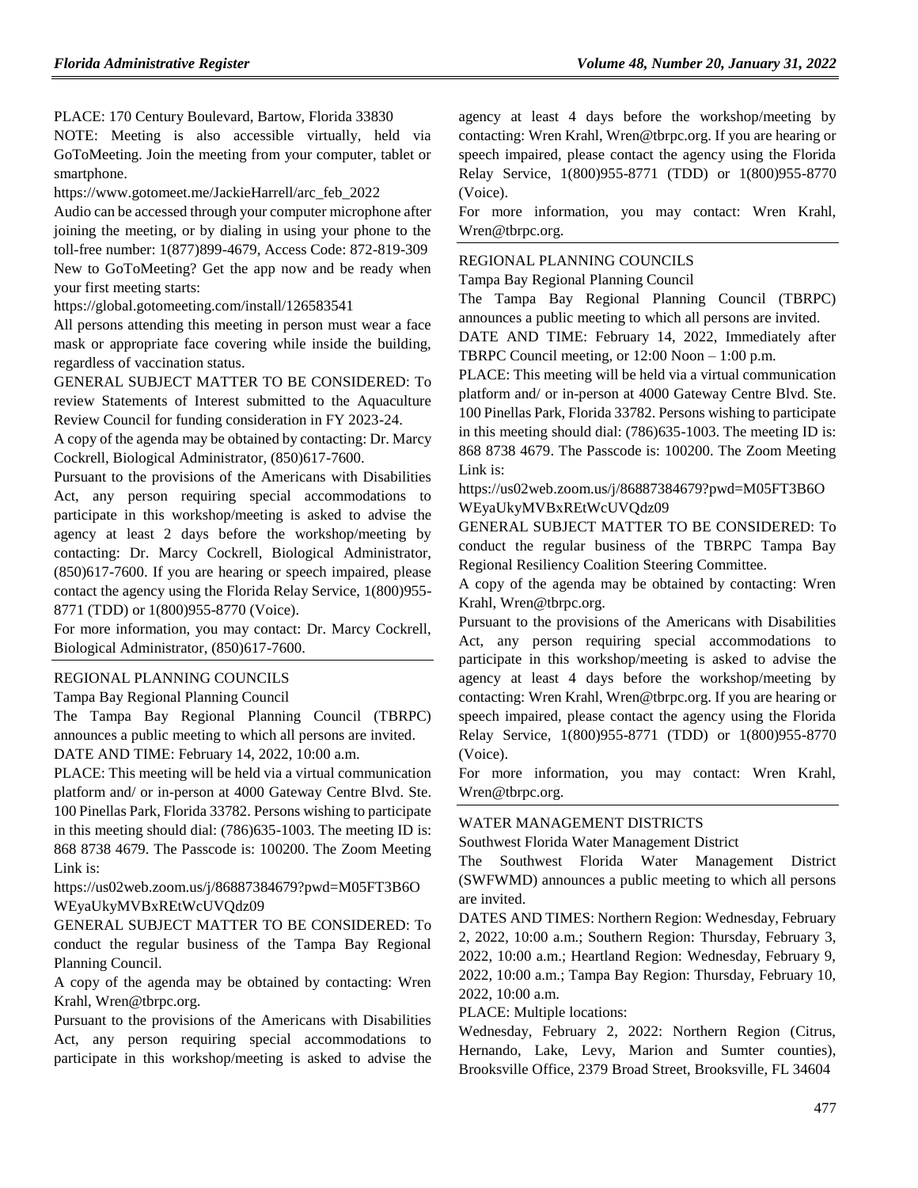PLACE: 170 Century Boulevard, Bartow, Florida 33830

NOTE: Meeting is also accessible virtually, held via GoToMeeting. Join the meeting from your computer, tablet or smartphone.

https://www.gotomeet.me/JackieHarrell/arc_feb_2022

Audio can be accessed through your computer microphone after joining the meeting, or by dialing in using your phone to the toll-free number: 1(877)899-4679, Access Code: 872-819-309

New to GoToMeeting? Get the app now and be ready when your first meeting starts:

https://global.gotomeeting.com/install/126583541

All persons attending this meeting in person must wear a face mask or appropriate face covering while inside the building, regardless of vaccination status.

GENERAL SUBJECT MATTER TO BE CONSIDERED: To review Statements of Interest submitted to the Aquaculture Review Council for funding consideration in FY 2023-24.

A copy of the agenda may be obtained by contacting: Dr. Marcy Cockrell, Biological Administrator, (850)617-7600.

Pursuant to the provisions of the Americans with Disabilities Act, any person requiring special accommodations to participate in this workshop/meeting is asked to advise the agency at least 2 days before the workshop/meeting by contacting: Dr. Marcy Cockrell, Biological Administrator, (850)617-7600. If you are hearing or speech impaired, please contact the agency using the Florida Relay Service, 1(800)955-8771 (TDD) or 1(800)955-8770 (Voice).

For more information, you may contact: Dr. Marcy Cockrell, Biological Administrator, (850)617-7600.

---

REGIONAL PLANNING COUNCILS

Tampa Bay Regional Planning Council

The Tampa Bay Regional Planning Council (TBRPC) announces a public meeting to which all persons are invited.

DATE AND TIME: February 14, 2022, 10:00 a.m.

PLACE: This meeting will be held via a virtual communication platform and/ or in-person at 4000 Gateway Centre Blvd. Ste. 100 Pinellas Park, Florida 33782. Persons wishing to participate in this meeting should dial: (786)635-1003. The meeting ID is: 868 8738 4679. The Passcode is: 100200. The Zoom Meeting Link is:

https://us02web.zoom.us/j/86887384679?pwd=M05FT3B6OWEyaUkyMVBxREtWcUVQdz09

GENERAL SUBJECT MATTER TO BE CONSIDERED: To conduct the regular business of the Tampa Bay Regional Planning Council.

A copy of the agenda may be obtained by contacting: Wren Krahl, Wren@tbrpc.org.

Pursuant to the provisions of the Americans with Disabilities Act, any person requiring special accommodations to participate in this workshop/meeting is asked to advise the agency at least 4 days before the workshop/meeting by contacting: Wren Krahl, Wren@tbrpc.org. If you are hearing or speech impaired, please contact the agency using the Florida Relay Service, 1(800)955-8771 (TDD) or 1(800)955-8770 (Voice).

For more information, you may contact: Wren Krahl, Wren@tbrpc.org.

---

REGIONAL PLANNING COUNCILS

Tampa Bay Regional Planning Council

The Tampa Bay Regional Planning Council (TBRPC) announces a public meeting to which all persons are invited.

DATE AND TIME: February 14, 2022, Immediately after TBRPC Council meeting, or 12:00 Noon – 1:00 p.m.

PLACE: This meeting will be held via a virtual communication platform and/ or in-person at 4000 Gateway Centre Blvd. Ste. 100 Pinellas Park, Florida 33782. Persons wishing to participate in this meeting should dial: (786)635-1003. The meeting ID is: 868 8738 4679. The Passcode is: 100200. The Zoom Meeting Link is:

https://us02web.zoom.us/j/86887384679?pwd=M05FT3B6OWEyaUkyMVBxREtWcUVQdz09

GENERAL SUBJECT MATTER TO BE CONSIDERED: To conduct the regular business of the TBRPC Tampa Bay Regional Resiliency Coalition Steering Committee.

A copy of the agenda may be obtained by contacting: Wren Krahl, Wren@tbrpc.org.

Pursuant to the provisions of the Americans with Disabilities Act, any person requiring special accommodations to participate in this workshop/meeting is asked to advise the agency at least 4 days before the workshop/meeting by contacting: Wren Krahl, Wren@tbrpc.org. If you are hearing or speech impaired, please contact the agency using the Florida Relay Service, 1(800)955-8771 (TDD) or 1(800)955-8770 (Voice).

For more information, you may contact: Wren Krahl, Wren@tbrpc.org.

---

WATER MANAGEMENT DISTRICTS

Southwest Florida Water Management District

The Southwest Florida Water Management District (SWFWMD) announces a public meeting to which all persons are invited.

DATES AND TIMES: Northern Region: Wednesday, February 2, 2022, 10:00 a.m.; Southern Region: Thursday, February 3, 2022, 10:00 a.m.; Heartland Region: Wednesday, February 9, 2022, 10:00 a.m.; Tampa Bay Region: Thursday, February 10, 2022, 10:00 a.m.

PLACE: Multiple locations:

Wednesday, February 2, 2022: Northern Region (Citrus, Hernando, Lake, Levy, Marion and Sumter counties), Brooksville Office, 2379 Broad Street, Brooksville, FL 34604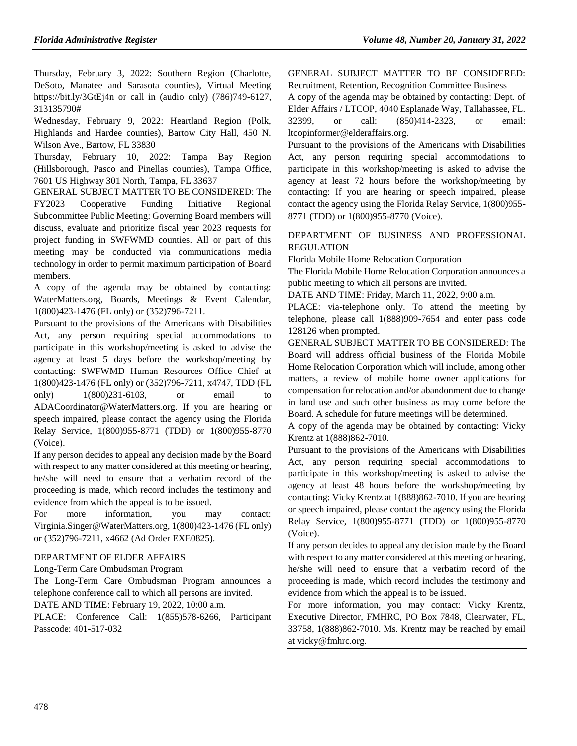Thursday, February 3, 2022: Southern Region (Charlotte, DeSoto, Manatee and Sarasota counties), Virtual Meeting https://bit.ly/3GtEj4n or call in (audio only) (786)749-6127, 313135790#

Wednesday, February 9, 2022: Heartland Region (Polk, Highlands and Hardee counties), Bartow City Hall, 450 N. Wilson Ave., Bartow, FL 33830

Thursday, February 10, 2022: Tampa Bay Region (Hillsborough, Pasco and Pinellas counties), Tampa Office, 7601 US Highway 301 North, Tampa, FL 33637

GENERAL SUBJECT MATTER TO BE CONSIDERED: The FY2023 Cooperative Funding Initiative Regional Subcommittee Public Meeting: Governing Board members will discuss, evaluate and prioritize fiscal year 2023 requests for project funding in SWFWMD counties. All or part of this meeting may be conducted via communications media technology in order to permit maximum participation of Board members.

A copy of the agenda may be obtained by contacting: WaterMatters.org, Boards, Meetings & Event Calendar, 1(800)423-1476 (FL only) or (352)796-7211.

Pursuant to the provisions of the Americans with Disabilities Act, any person requiring special accommodations to participate in this workshop/meeting is asked to advise the agency at least 5 days before the workshop/meeting by contacting: SWFWMD Human Resources Office Chief at 1(800)423-1476 (FL only) or (352)796-7211, x4747, TDD (FL only) 1(800)231-6103, or email to ADACoordinator@WaterMatters.org. If you are hearing or speech impaired, please contact the agency using the Florida Relay Service, 1(800)955-8771 (TDD) or 1(800)955-8770 (Voice).

If any person decides to appeal any decision made by the Board with respect to any matter considered at this meeting or hearing, he/she will need to ensure that a verbatim record of the proceeding is made, which record includes the testimony and evidence from which the appeal is to be issued.

For more information, you may contact: Virginia.Singer@WaterMatters.org, 1(800)423-1476 (FL only) or (352)796-7211, x4662 (Ad Order EXE0825).

DEPARTMENT OF ELDER AFFAIRS

Long-Term Care Ombudsman Program

The Long-Term Care Ombudsman Program announces a telephone conference call to which all persons are invited.

DATE AND TIME: February 19, 2022, 10:00 a.m.

PLACE: Conference Call: 1(855)578-6266, Participant Passcode: 401-517-032

GENERAL SUBJECT MATTER TO BE CONSIDERED: Recruitment, Retention, Recognition Committee Business

A copy of the agenda may be obtained by contacting: Dept. of Elder Affairs / LTCOP, 4040 Esplanade Way, Tallahassee, FL. 32399, or call: (850)414-2323, or email: ltcopinformer@elderaffairs.org.

Pursuant to the provisions of the Americans with Disabilities Act, any person requiring special accommodations to participate in this workshop/meeting is asked to advise the agency at least 72 hours before the workshop/meeting by contacting: If you are hearing or speech impaired, please contact the agency using the Florida Relay Service, 1(800)955-8771 (TDD) or 1(800)955-8770 (Voice).

DEPARTMENT OF BUSINESS AND PROFESSIONAL REGULATION

Florida Mobile Home Relocation Corporation

The Florida Mobile Home Relocation Corporation announces a public meeting to which all persons are invited.

DATE AND TIME: Friday, March 11, 2022, 9:00 a.m.

PLACE: via-telephone only. To attend the meeting by telephone, please call 1(888)909-7654 and enter pass code 128126 when prompted.

GENERAL SUBJECT MATTER TO BE CONSIDERED: The Board will address official business of the Florida Mobile Home Relocation Corporation which will include, among other matters, a review of mobile home owner applications for compensation for relocation and/or abandonment due to change in land use and such other business as may come before the Board. A schedule for future meetings will be determined.

A copy of the agenda may be obtained by contacting: Vicky Krentz at 1(888)862-7010.

Pursuant to the provisions of the Americans with Disabilities Act, any person requiring special accommodations to participate in this workshop/meeting is asked to advise the agency at least 48 hours before the workshop/meeting by contacting: Vicky Krentz at 1(888)862-7010. If you are hearing or speech impaired, please contact the agency using the Florida Relay Service, 1(800)955-8771 (TDD) or 1(800)955-8770 (Voice).

If any person decides to appeal any decision made by the Board with respect to any matter considered at this meeting or hearing, he/she will need to ensure that a verbatim record of the proceeding is made, which record includes the testimony and evidence from which the appeal is to be issued.

For more information, you may contact: Vicky Krentz, Executive Director, FMHRC, PO Box 7848, Clearwater, FL, 33758, 1(888)862-7010. Ms. Krentz may be reached by email at vicky@fmhrc.org.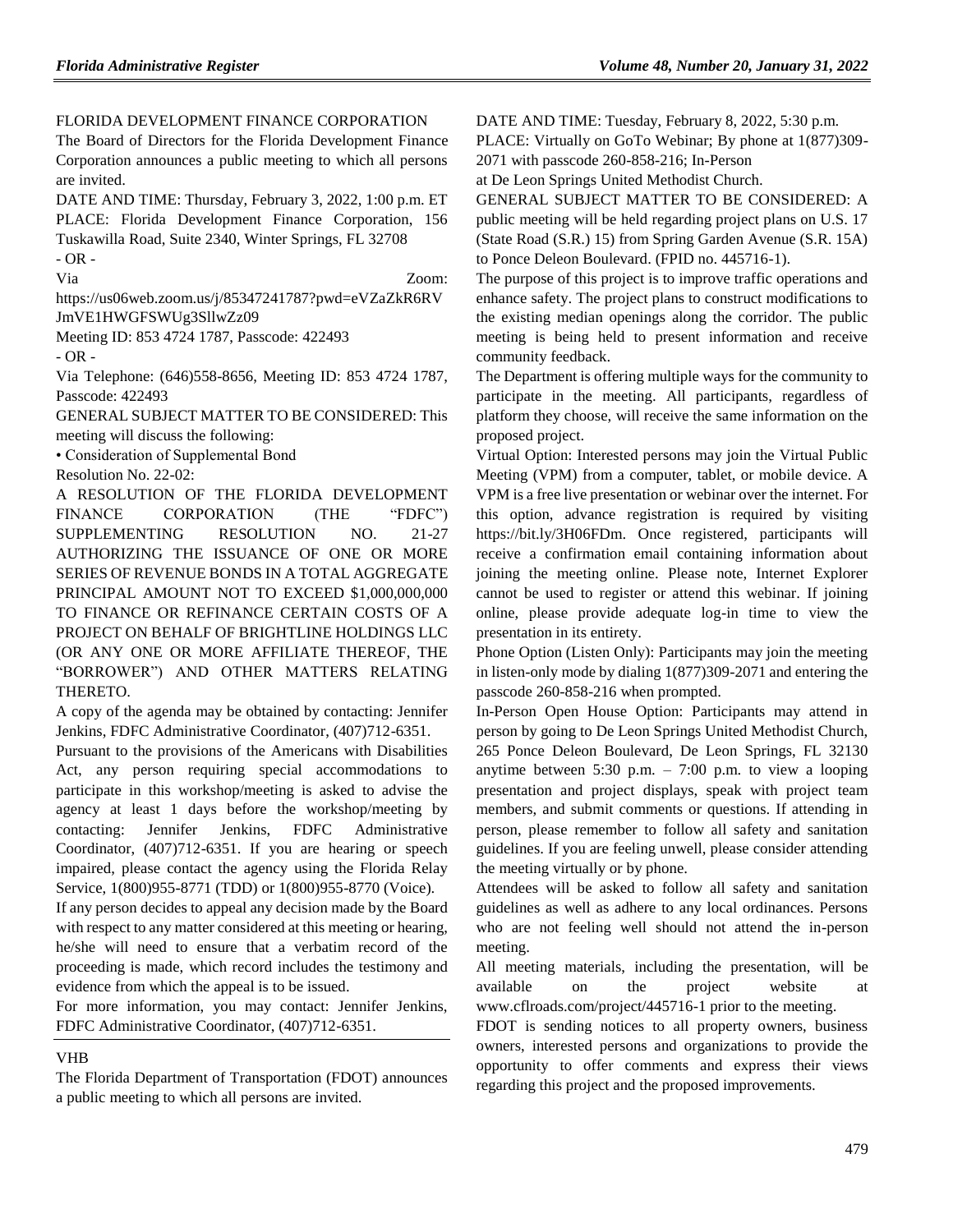FLORIDA DEVELOPMENT FINANCE CORPORATION

The Board of Directors for the Florida Development Finance Corporation announces a public meeting to which all persons are invited.

DATE AND TIME: Thursday, February 3, 2022, 1:00 p.m. ET

PLACE: Florida Development Finance Corporation, 156 Tuskawilla Road, Suite 2340, Winter Springs, FL 32708

- OR -

Via Zoom: https://us06web.zoom.us/j/85347241787?pwd=eVZaZkR6RVJmVE1HWGFSWUg3SllwZz09

Meeting ID: 853 4724 1787, Passcode: 422493

- OR -

Via Telephone: (646)558-8656, Meeting ID: 853 4724 1787, Passcode: 422493

GENERAL SUBJECT MATTER TO BE CONSIDERED: This meeting will discuss the following:

• Consideration of Supplemental Bond Resolution No. 22-02:

A RESOLUTION OF THE FLORIDA DEVELOPMENT FINANCE CORPORATION (THE "FDFC") SUPPLEMENTING RESOLUTION NO. 21-27 AUTHORIZING THE ISSUANCE OF ONE OR MORE SERIES OF REVENUE BONDS IN A TOTAL AGGREGATE PRINCIPAL AMOUNT NOT TO EXCEED $1,000,000,000 TO FINANCE OR REFINANCE CERTAIN COSTS OF A PROJECT ON BEHALF OF BRIGHTLINE HOLDINGS LLC (OR ANY ONE OR MORE AFFILIATE THEREOF, THE "BORROWER") AND OTHER MATTERS RELATING THERETO.

A copy of the agenda may be obtained by contacting: Jennifer Jenkins, FDFC Administrative Coordinator, (407)712-6351.

Pursuant to the provisions of the Americans with Disabilities Act, any person requiring special accommodations to participate in this workshop/meeting is asked to advise the agency at least 1 days before the workshop/meeting by contacting: Jennifer Jenkins, FDFC Administrative Coordinator, (407)712-6351. If you are hearing or speech impaired, please contact the agency using the Florida Relay Service, 1(800)955-8771 (TDD) or 1(800)955-8770 (Voice).

If any person decides to appeal any decision made by the Board with respect to any matter considered at this meeting or hearing, he/she will need to ensure that a verbatim record of the proceeding is made, which record includes the testimony and evidence from which the appeal is to be issued.

For more information, you may contact: Jennifer Jenkins, FDFC Administrative Coordinator, (407)712-6351.

---

VHB

The Florida Department of Transportation (FDOT) announces a public meeting to which all persons are invited.

DATE AND TIME: Tuesday, February 8, 2022, 5:30 p.m.

PLACE: Virtually on GoTo Webinar; By phone at 1(877)309-2071 with passcode 260-858-216; In-Person at De Leon Springs United Methodist Church.

GENERAL SUBJECT MATTER TO BE CONSIDERED: A public meeting will be held regarding project plans on U.S. 17 (State Road (S.R.) 15) from Spring Garden Avenue (S.R. 15A) to Ponce Deleon Boulevard. (FPID no. 445716-1).

The purpose of this project is to improve traffic operations and enhance safety. The project plans to construct modifications to the existing median openings along the corridor. The public meeting is being held to present information and receive community feedback.

The Department is offering multiple ways for the community to participate in the meeting. All participants, regardless of platform they choose, will receive the same information on the proposed project.

Virtual Option: Interested persons may join the Virtual Public Meeting (VPM) from a computer, tablet, or mobile device. A VPM is a free live presentation or webinar over the internet. For this option, advance registration is required by visiting https://bit.ly/3H06FDm. Once registered, participants will receive a confirmation email containing information about joining the meeting online. Please note, Internet Explorer cannot be used to register or attend this webinar. If joining online, please provide adequate log-in time to view the presentation in its entirety.

Phone Option (Listen Only): Participants may join the meeting in listen-only mode by dialing 1(877)309-2071 and entering the passcode 260-858-216 when prompted.

In-Person Open House Option: Participants may attend in person by going to De Leon Springs United Methodist Church, 265 Ponce Deleon Boulevard, De Leon Springs, FL 32130 anytime between 5:30 p.m. – 7:00 p.m. to view a looping presentation and project displays, speak with project team members, and submit comments or questions. If attending in person, please remember to follow all safety and sanitation guidelines. If you are feeling unwell, please consider attending the meeting virtually or by phone.

Attendees will be asked to follow all safety and sanitation guidelines as well as adhere to any local ordinances. Persons who are not feeling well should not attend the in-person meeting.

All meeting materials, including the presentation, will be available on the project website at www.cflroads.com/project/445716-1 prior to the meeting.

FDOT is sending notices to all property owners, business owners, interested persons and organizations to provide the opportunity to offer comments and express their views regarding this project and the proposed improvements.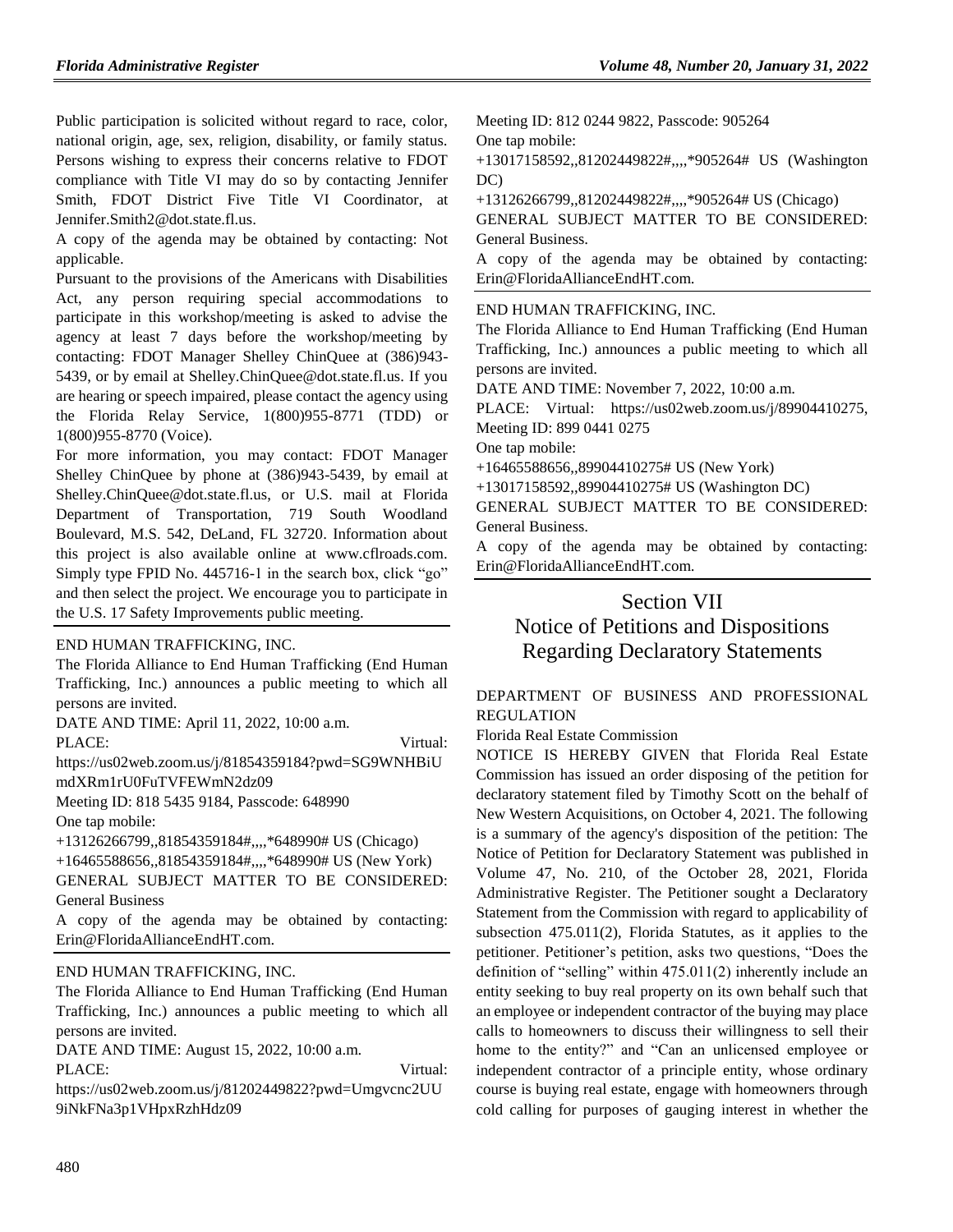Public participation is solicited without regard to race, color, national origin, age, sex, religion, disability, or family status. Persons wishing to express their concerns relative to FDOT compliance with Title VI may do so by contacting Jennifer Smith, FDOT District Five Title VI Coordinator, at Jennifer.Smith2@dot.state.fl.us.

A copy of the agenda may be obtained by contacting: Not applicable.

Pursuant to the provisions of the Americans with Disabilities Act, any person requiring special accommodations to participate in this workshop/meeting is asked to advise the agency at least 7 days before the workshop/meeting by contacting: FDOT Manager Shelley ChinQuee at (386)943-5439, or by email at Shelley.ChinQuee@dot.state.fl.us. If you are hearing or speech impaired, please contact the agency using the Florida Relay Service, 1(800)955-8771 (TDD) or 1(800)955-8770 (Voice).

For more information, you may contact: FDOT Manager Shelley ChinQuee by phone at (386)943-5439, by email at Shelley.ChinQuee@dot.state.fl.us, or U.S. mail at Florida Department of Transportation, 719 South Woodland Boulevard, M.S. 542, DeLand, FL 32720. Information about this project is also available online at www.cflroads.com. Simply type FPID No. 445716-1 in the search box, click "go" and then select the project. We encourage you to participate in the U.S. 17 Safety Improvements public meeting.

---

END HUMAN TRAFFICKING, INC.

The Florida Alliance to End Human Trafficking (End Human Trafficking, Inc.) announces a public meeting to which all persons are invited.

DATE AND TIME: April 11, 2022, 10:00 a.m.

PLACE: Virtual: https://us02web.zoom.us/j/81854359184?pwd=SG9WNHBiUmdXRm1rU0FuTVFEWmN2dz09

Meeting ID: 818 5435 9184, Passcode: 648990

One tap mobile:

+13126266799,,81854359184#,,,,*648990# US (Chicago)

+16465588656,,81854359184#,,,,*648990# US (New York)

GENERAL SUBJECT MATTER TO BE CONSIDERED: General Business

A copy of the agenda may be obtained by contacting: Erin@FloridaAllianceEndHT.com.

---

END HUMAN TRAFFICKING, INC.

The Florida Alliance to End Human Trafficking (End Human Trafficking, Inc.) announces a public meeting to which all persons are invited.

DATE AND TIME: August 15, 2022, 10:00 a.m.

PLACE: Virtual: https://us02web.zoom.us/j/81202449822?pwd=Umgvcnc2UU9iNkFNa3p1VHpxRzhHdz09

Meeting ID: 812 0244 9822, Passcode: 905264

One tap mobile:

+13017158592,,81202449822#,,,,*905264# US (Washington DC)

+13126266799,,81202449822#,,,,*905264# US (Chicago)

GENERAL SUBJECT MATTER TO BE CONSIDERED: General Business.

A copy of the agenda may be obtained by contacting: Erin@FloridaAllianceEndHT.com.

---

END HUMAN TRAFFICKING, INC.

The Florida Alliance to End Human Trafficking (End Human Trafficking, Inc.) announces a public meeting to which all persons are invited.

DATE AND TIME: November 7, 2022, 10:00 a.m.

PLACE: Virtual: https://us02web.zoom.us/j/89904410275, Meeting ID: 899 0441 0275

One tap mobile:

+16465588656,,89904410275# US (New York)

+13017158592,,89904410275# US (Washington DC)

GENERAL SUBJECT MATTER TO BE CONSIDERED: General Business.

A copy of the agenda may be obtained by contacting: Erin@FloridaAllianceEndHT.com.

---

# Section VII
# Notice of Petitions and Dispositions Regarding Declaratory Statements

DEPARTMENT OF BUSINESS AND PROFESSIONAL REGULATION

Florida Real Estate Commission

NOTICE IS HEREBY GIVEN that Florida Real Estate Commission has issued an order disposing of the petition for declaratory statement filed by Timothy Scott on the behalf of New Western Acquisitions, on October 4, 2021. The following is a summary of the agency's disposition of the petition: The Notice of Petition for Declaratory Statement was published in Volume 47, No. 210, of the October 28, 2021, Florida Administrative Register. The Petitioner sought a Declaratory Statement from the Commission with regard to applicability of subsection 475.011(2), Florida Statutes, as it applies to the petitioner. Petitioner's petition, asks two questions, "Does the definition of "selling" within 475.011(2) inherently include an entity seeking to buy real property on its own behalf such that an employee or independent contractor of the buying may place calls to homeowners to discuss their willingness to sell their home to the entity?" and "Can an unlicensed employee or independent contractor of a principle entity, whose ordinary course is buying real estate, engage with homeowners through cold calling for purposes of gauging interest in whether the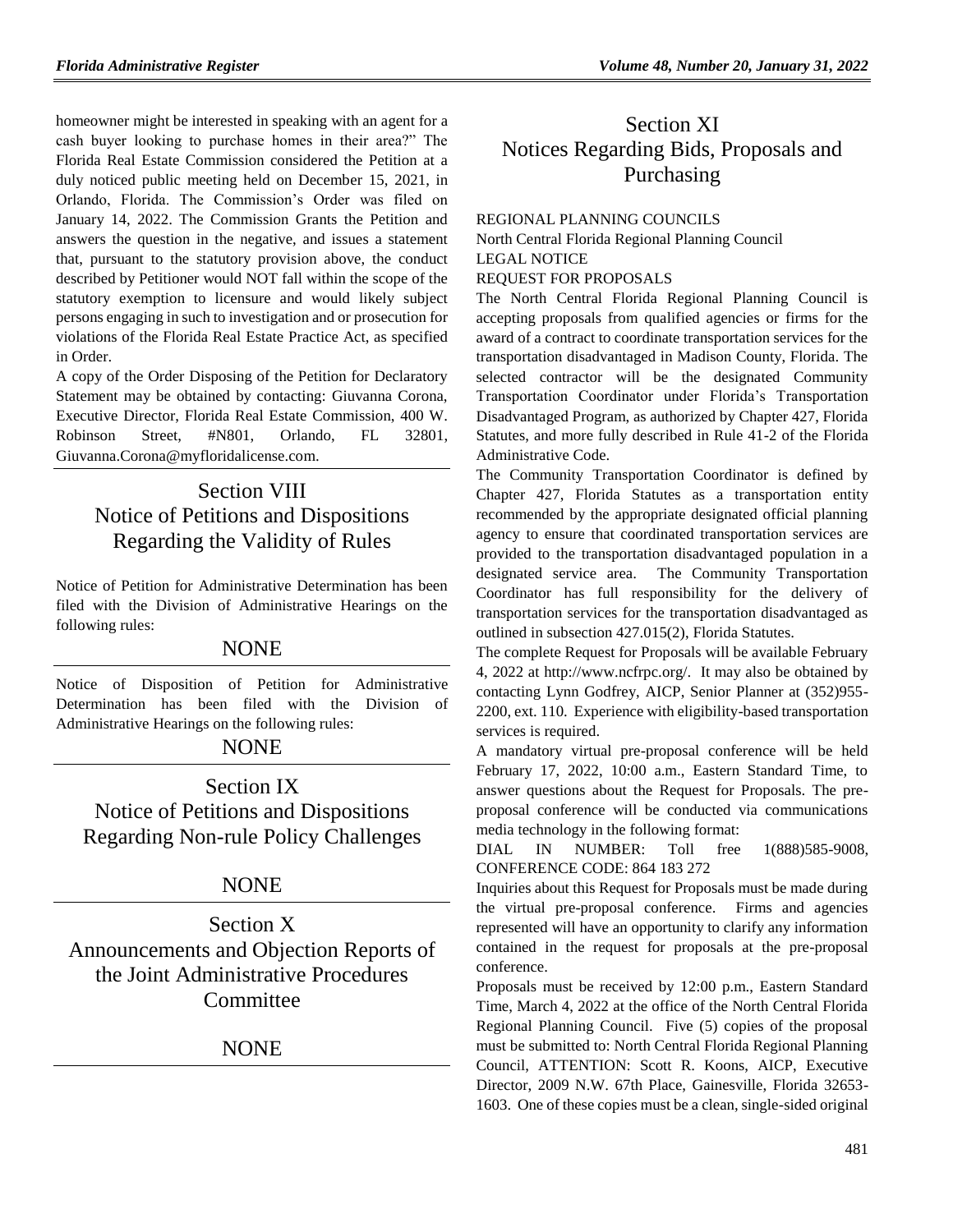homeowner might be interested in speaking with an agent for a cash buyer looking to purchase homes in their area?" The Florida Real Estate Commission considered the Petition at a duly noticed public meeting held on December 15, 2021, in Orlando, Florida. The Commission's Order was filed on January 14, 2022. The Commission Grants the Petition and answers the question in the negative, and issues a statement that, pursuant to the statutory provision above, the conduct described by Petitioner would NOT fall within the scope of the statutory exemption to licensure and would likely subject persons engaging in such to investigation and or prosecution for violations of the Florida Real Estate Practice Act, as specified in Order.

A copy of the Order Disposing of the Petition for Declaratory Statement may be obtained by contacting: Giuvanna Corona, Executive Director, Florida Real Estate Commission, 400 W. Robinson Street, #N801, Orlando, FL 32801, Giuvanna.Corona@myfloridalicense.com.

# Section VIII
# Notice of Petitions and Dispositions Regarding the Validity of Rules

Notice of Petition for Administrative Determination has been filed with the Division of Administrative Hearings on the following rules:

NONE

Notice of Disposition of Petition for Administrative Determination has been filed with the Division of Administrative Hearings on the following rules:

NONE

# Section IX
# Notice of Petitions and Dispositions Regarding Non-rule Policy Challenges

NONE

# Section X
# Announcements and Objection Reports of the Joint Administrative Procedures Committee

NONE

# Section XI
# Notices Regarding Bids, Proposals and Purchasing

REGIONAL PLANNING COUNCILS

North Central Florida Regional Planning Council

LEGAL NOTICE

REQUEST FOR PROPOSALS

The North Central Florida Regional Planning Council is accepting proposals from qualified agencies or firms for the award of a contract to coordinate transportation services for the transportation disadvantaged in Madison County, Florida. The selected contractor will be the designated Community Transportation Coordinator under Florida's Transportation Disadvantaged Program, as authorized by Chapter 427, Florida Statutes, and more fully described in Rule 41-2 of the Florida Administrative Code.

The Community Transportation Coordinator is defined by Chapter 427, Florida Statutes as a transportation entity recommended by the appropriate designated official planning agency to ensure that coordinated transportation services are provided to the transportation disadvantaged population in a designated service area. The Community Transportation Coordinator has full responsibility for the delivery of transportation services for the transportation disadvantaged as outlined in subsection 427.015(2), Florida Statutes.

The complete Request for Proposals will be available February 4, 2022 at http://www.ncfrpc.org/. It may also be obtained by contacting Lynn Godfrey, AICP, Senior Planner at (352)955-2200, ext. 110. Experience with eligibility-based transportation services is required.

A mandatory virtual pre-proposal conference will be held February 17, 2022, 10:00 a.m., Eastern Standard Time, to answer questions about the Request for Proposals. The pre-proposal conference will be conducted via communications media technology in the following format:

DIAL IN NUMBER: Toll free 1(888)585-9008, CONFERENCE CODE: 864 183 272

Inquiries about this Request for Proposals must be made during the virtual pre-proposal conference. Firms and agencies represented will have an opportunity to clarify any information contained in the request for proposals at the pre-proposal conference.

Proposals must be received by 12:00 p.m., Eastern Standard Time, March 4, 2022 at the office of the North Central Florida Regional Planning Council. Five (5) copies of the proposal must be submitted to: North Central Florida Regional Planning Council, ATTENTION: Scott R. Koons, AICP, Executive Director, 2009 N.W. 67th Place, Gainesville, Florida 32653-1603. One of these copies must be a clean, single-sided original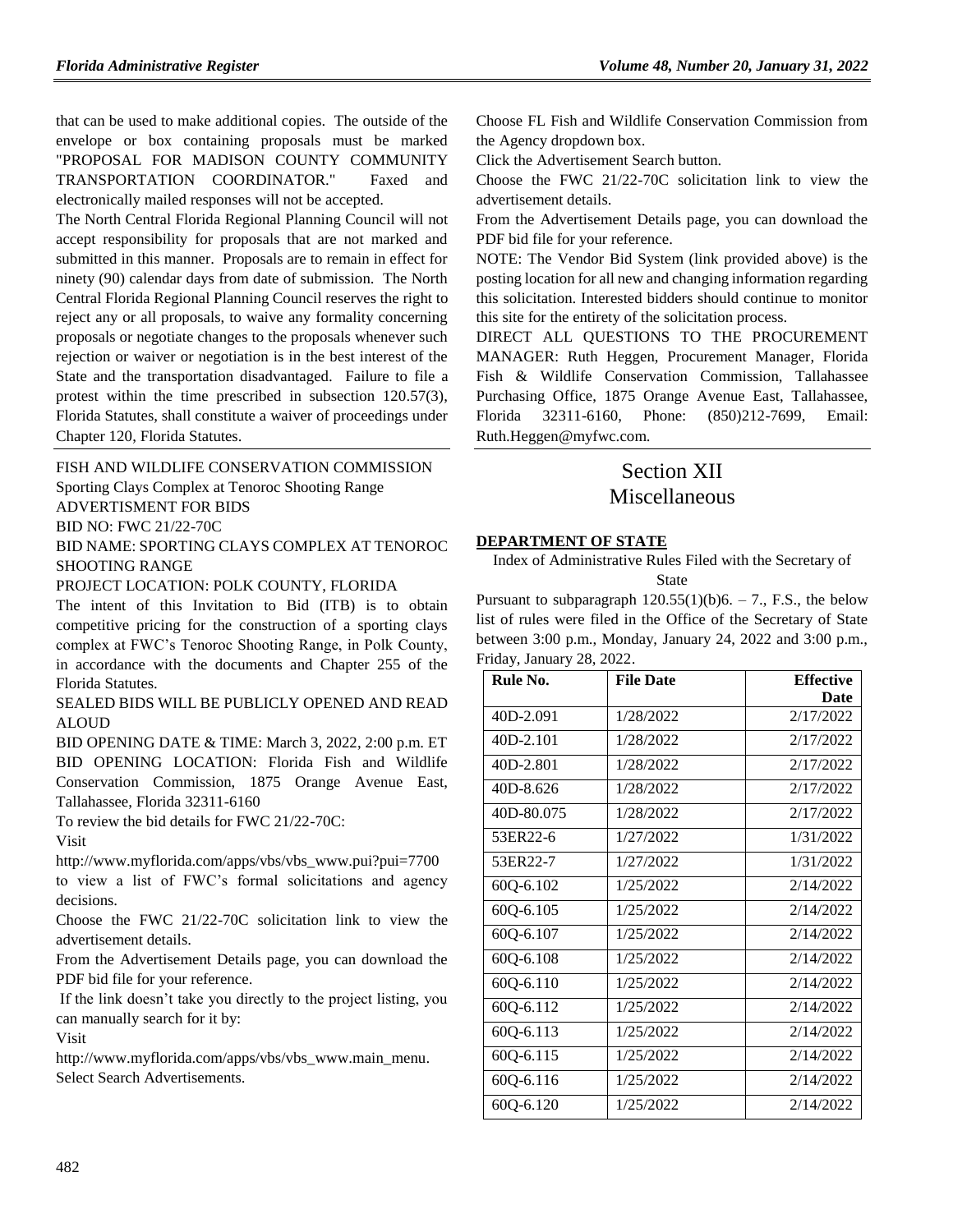that can be used to make additional copies. The outside of the envelope or box containing proposals must be marked "PROPOSAL FOR MADISON COUNTY COMMUNITY TRANSPORTATION COORDINATOR." Faxed and electronically mailed responses will not be accepted.

The North Central Florida Regional Planning Council will not accept responsibility for proposals that are not marked and submitted in this manner. Proposals are to remain in effect for ninety (90) calendar days from date of submission. The North Central Florida Regional Planning Council reserves the right to reject any or all proposals, to waive any formality concerning proposals or negotiate changes to the proposals whenever such rejection or waiver or negotiation is in the best interest of the State and the transportation disadvantaged. Failure to file a protest within the time prescribed in subsection 120.57(3), Florida Statutes, shall constitute a waiver of proceedings under Chapter 120, Florida Statutes.

FISH AND WILDLIFE CONSERVATION COMMISSION

Sporting Clays Complex at Tenoroc Shooting Range

ADVERTISMENT FOR BIDS

BID NO: FWC 21/22-70C

BID NAME: SPORTING CLAYS COMPLEX AT TENOROC SHOOTING RANGE

PROJECT LOCATION: POLK COUNTY, FLORIDA

The intent of this Invitation to Bid (ITB) is to obtain competitive pricing for the construction of a sporting clays complex at FWC's Tenoroc Shooting Range, in Polk County, in accordance with the documents and Chapter 255 of the Florida Statutes.

SEALED BIDS WILL BE PUBLICLY OPENED AND READ ALOUD

BID OPENING DATE & TIME: March 3, 2022, 2:00 p.m. ET

BID OPENING LOCATION: Florida Fish and Wildlife Conservation Commission, 1875 Orange Avenue East, Tallahassee, Florida 32311-6160

To review the bid details for FWC 21/22-70C:

Visit

http://www.myflorida.com/apps/vbs/vbs_www.pui?pui=7700 to view a list of FWC's formal solicitations and agency decisions.

Choose the FWC 21/22-70C solicitation link to view the advertisement details.

From the Advertisement Details page, you can download the PDF bid file for your reference.

If the link doesn't take you directly to the project listing, you can manually search for it by:

Visit

http://www.myflorida.com/apps/vbs/vbs_www.main_menu.

Select Search Advertisements.

Choose FL Fish and Wildlife Conservation Commission from the Agency dropdown box.

Click the Advertisement Search button.

Choose the FWC 21/22-70C solicitation link to view the advertisement details.

From the Advertisement Details page, you can download the PDF bid file for your reference.

NOTE: The Vendor Bid System (link provided above) is the posting location for all new and changing information regarding this solicitation. Interested bidders should continue to monitor this site for the entirety of the solicitation process.

DIRECT ALL QUESTIONS TO THE PROCUREMENT MANAGER: Ruth Heggen, Procurement Manager, Florida Fish & Wildlife Conservation Commission, Tallahassee Purchasing Office, 1875 Orange Avenue East, Tallahassee, Florida 32311-6160, Phone: (850)212-7699, Email: Ruth.Heggen@myfwc.com.

# Section XII
# Miscellaneous

**DEPARTMENT OF STATE**

Index of Administrative Rules Filed with the Secretary of State

Pursuant to subparagraph 120.55(1)(b)6. – 7., F.S., the below list of rules were filed in the Office of the Secretary of State between 3:00 p.m., Monday, January 24, 2022 and 3:00 p.m., Friday, January 28, 2022.

| Rule No. | File Date | Effective Date |
|---|---|---|
| 40D-2.091 | 1/28/2022 | 2/17/2022 |
| 40D-2.101 | 1/28/2022 | 2/17/2022 |
| 40D-2.801 | 1/28/2022 | 2/17/2022 |
| 40D-8.626 | 1/28/2022 | 2/17/2022 |
| 40D-80.075 | 1/28/2022 | 2/17/2022 |
| 53ER22-6 | 1/27/2022 | 1/31/2022 |
| 53ER22-7 | 1/27/2022 | 1/31/2022 |
| 60Q-6.102 | 1/25/2022 | 2/14/2022 |
| 60Q-6.105 | 1/25/2022 | 2/14/2022 |
| 60Q-6.107 | 1/25/2022 | 2/14/2022 |
| 60Q-6.108 | 1/25/2022 | 2/14/2022 |
| 60Q-6.110 | 1/25/2022 | 2/14/2022 |
| 60Q-6.112 | 1/25/2022 | 2/14/2022 |
| 60Q-6.113 | 1/25/2022 | 2/14/2022 |
| 60Q-6.115 | 1/25/2022 | 2/14/2022 |
| 60Q-6.116 | 1/25/2022 | 2/14/2022 |
| 60Q-6.120 | 1/25/2022 | 2/14/2022 |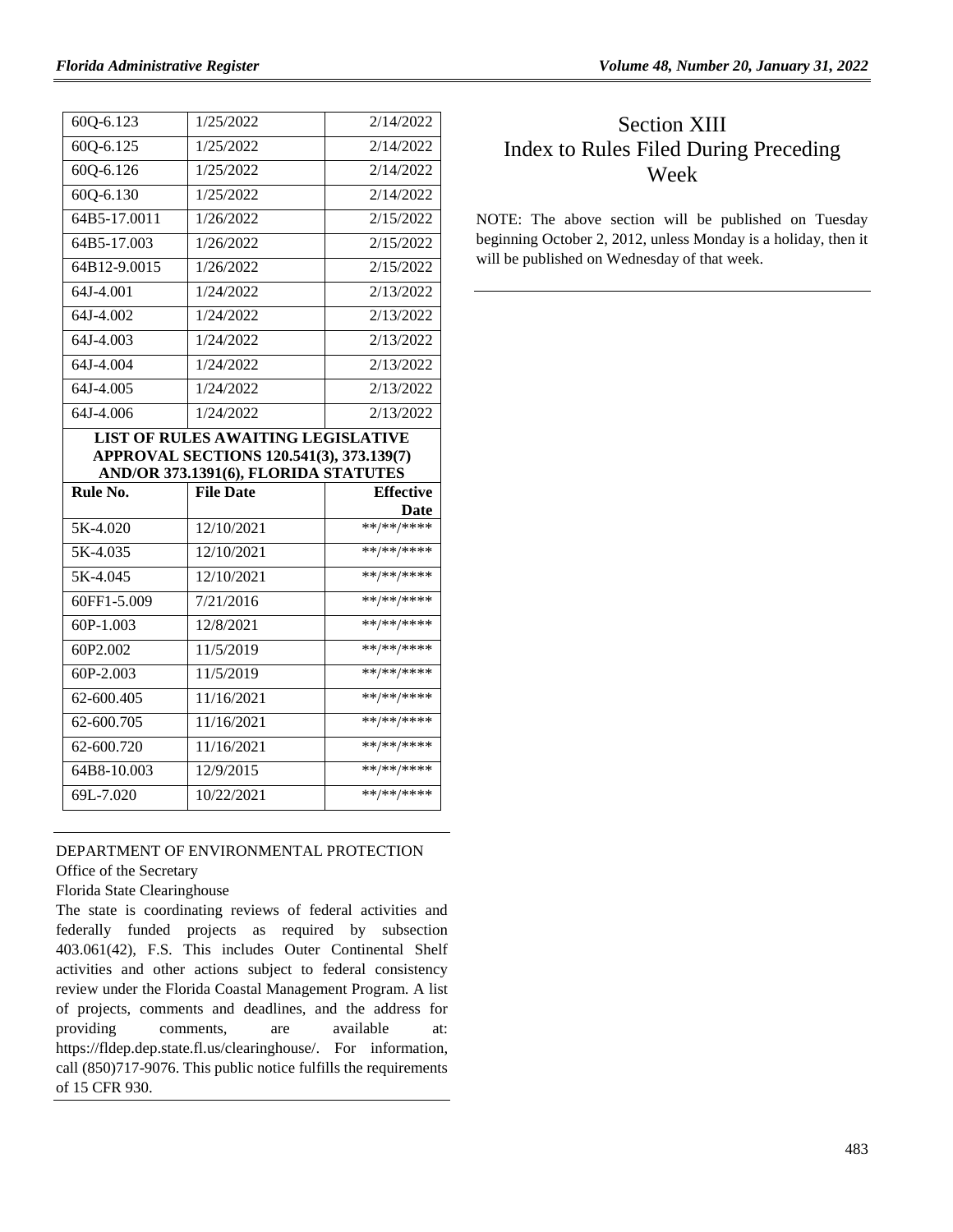| | | |
|---|---|---|
| 60Q-6.123 | 1/25/2022 | 2/14/2022 |
| 60Q-6.125 | 1/25/2022 | 2/14/2022 |
| 60Q-6.126 | 1/25/2022 | 2/14/2022 |
| 60Q-6.130 | 1/25/2022 | 2/14/2022 |
| 64B5-17.0011 | 1/26/2022 | 2/15/2022 |
| 64B5-17.003 | 1/26/2022 | 2/15/2022 |
| 64B12-9.0015 | 1/26/2022 | 2/15/2022 |
| 64J-4.001 | 1/24/2022 | 2/13/2022 |
| 64J-4.002 | 1/24/2022 | 2/13/2022 |
| 64J-4.003 | 1/24/2022 | 2/13/2022 |
| 64J-4.004 | 1/24/2022 | 2/13/2022 |
| 64J-4.005 | 1/24/2022 | 2/13/2022 |
| 64J-4.006 | 1/24/2022 | 2/13/2022 |

**LIST OF RULES AWAITING LEGISLATIVE APPROVAL SECTIONS 120.541(3), 373.139(7) AND/OR 373.1391(6), FLORIDA STATUTES**

| Rule No. | File Date | Effective Date |
|---|---|---|
| 5K-4.020 | 12/10/2021 | **/**/**** |
| 5K-4.035 | 12/10/2021 | **/**/**** |
| 5K-4.045 | 12/10/2021 | **/**/**** |
| 60FF1-5.009 | 7/21/2016 | **/**/**** |
| 60P-1.003 | 12/8/2021 | **/**/**** |
| 60P2.002 | 11/5/2019 | **/**/**** |
| 60P-2.003 | 11/5/2019 | **/**/**** |
| 62-600.405 | 11/16/2021 | **/**/**** |
| 62-600.705 | 11/16/2021 | **/**/**** |
| 62-600.720 | 11/16/2021 | **/**/**** |
| 64B8-10.003 | 12/9/2015 | **/**/**** |
| 69L-7.020 | 10/22/2021 | **/**/**** |

DEPARTMENT OF ENVIRONMENTAL PROTECTION

Office of the Secretary

Florida State Clearinghouse

The state is coordinating reviews of federal activities and federally funded projects as required by subsection 403.061(42), F.S. This includes Outer Continental Shelf activities and other actions subject to federal consistency review under the Florida Coastal Management Program. A list of projects, comments and deadlines, and the address for providing comments, are available at: https://fldep.dep.state.fl.us/clearinghouse/. For information, call (850)717-9076. This public notice fulfills the requirements of 15 CFR 930.

# Section XIII
# Index to Rules Filed During Preceding Week

NOTE: The above section will be published on Tuesday beginning October 2, 2012, unless Monday is a holiday, then it will be published on Wednesday of that week.